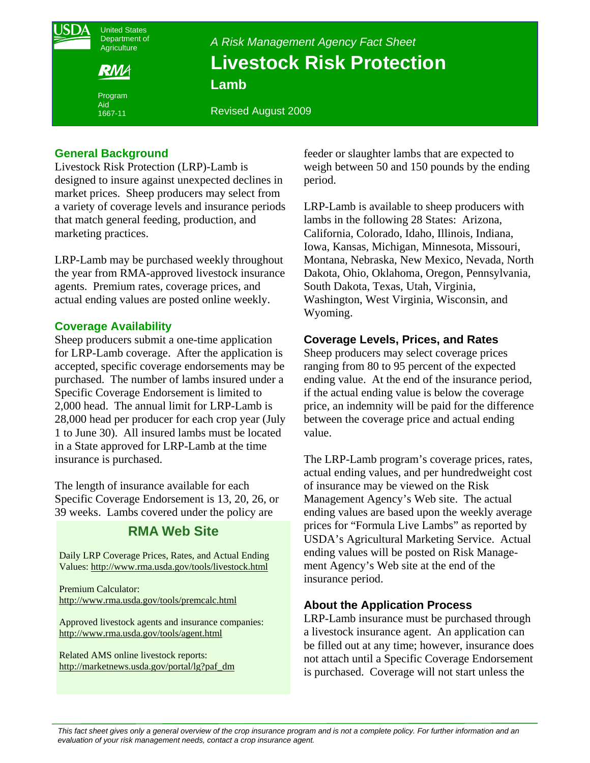United States Department of Agriculture

Program Aid 1667-11

*A Risk Management Agency Fact Sheet*

# Livestock Risk Protection

## Lamb

Revised August 2009

### General Background

Livestock Risk Protection (LRP)-Lamb is designed to insure against unexpected declines in market prices. Sheep producers may select from a variety of coverage levels and insurance periods that match general feeding, production, and marketing practices.

LRP-Lamb may be purchased weekly throughout the year from RMA-approved livestock insurance agents. Premium rates, coverage prices, and actual ending values are posted online weekly.

### Coverage Availability

Sheep producers submit a one-time application for LRP-Lamb coverage. After the application is accepted, specific coverage endorsements may be purchased. The number of lambs insured under a Specific Coverage Endorsement is limited to 2,000 head. The annual limit for LRP-Lamb is 28,000 head per producer for each crop year (July 1 to June 30). All insured lambs must be located in a State approved for LRP-Lamb at the time insurance is purchased.

The length of insurance available for each Specific Coverage Endorsement is 13, 20, 26, or 39 weeks. Lambs covered under the policy are feeder or slaughter lambs that are expected to weigh between 50 and 150 pounds by the ending period.

LRP-Lamb is available to sheep producers with lambs in the following 28 States: Arizona, California, Colorado, Idaho, Illinois, Indiana, Iowa, Kansas, Michigan, Minnesota, Missouri, Montana, Nebraska, New Mexico, Nevada, North Dakota, Ohio, Oklahoma, Oregon, Pennsylvania, South Dakota, Texas, Utah, Virginia, Washington, West Virginia, Wisconsin, and Wyoming.

### Coverage Levels, Prices, and Rates

Sheep producers may select coverage prices ranging from 80 to 95 percent of the expected ending value. At the end of the insurance period, if the actual ending value is below the coverage price, an indemnity will be paid for the difference between the coverage price and actual ending value.

The LRP-Lamb program's coverage prices, rates, actual ending values, and per hundredweight cost of insurance may be viewed on the Risk Management Agency's Web site. The actual ending values are based upon the weekly average prices for "Formula Live Lambs" as reported by USDA's Agricultural Marketing Service. Actual ending values will be posted on Risk Management Agency's Web site at the end of the insurance period.

### About the Application Process

LRP-Lamb insurance must be purchased through a livestock insurance agent. An application can be filled out at any time; however, insurance does not attach until a Specific Coverage Endorsement is purchased. Coverage will not start unless the

### RMA Web Site

Daily LRP Coverage Prices, Rates, and Actual Ending Values: http://www.rma.usda.gov/tools/livestock.html

Premium Calculator:
http://www.rma.usda.gov/tools/premcalc.html

Approved livestock agents and insurance companies:
http://www.rma.usda.gov/tools/agent.html

Related AMS online livestock reports:
http://marketnews.usda.gov/portal/lg?paf_dm

*This fact sheet gives only a general overview of the crop insurance program and is not a complete policy. For further information and an evaluation of your risk management needs, contact a crop insurance agent.*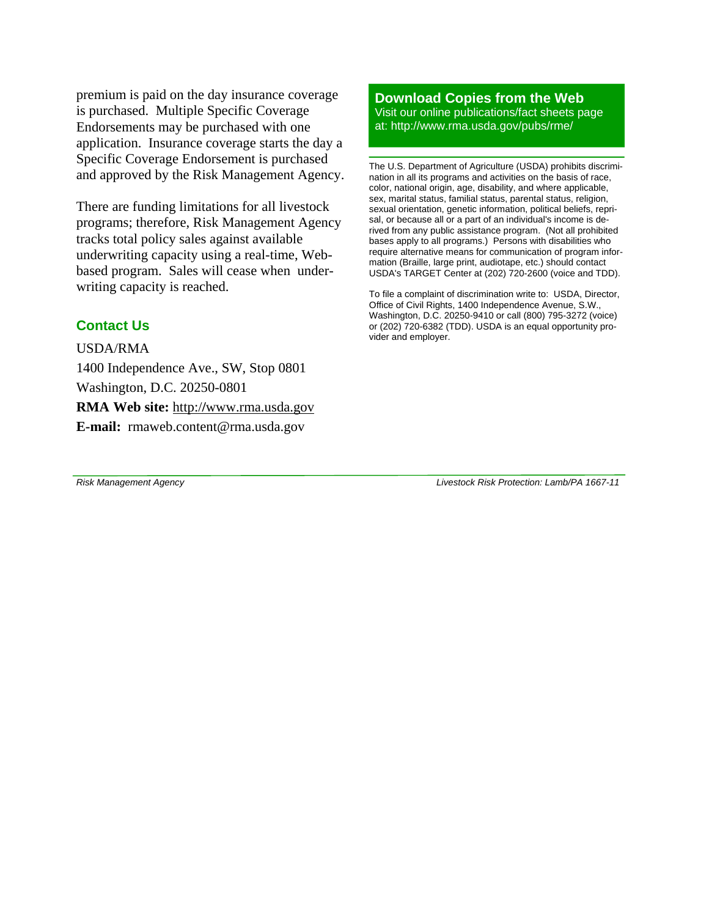premium is paid on the day insurance coverage is purchased. Multiple Specific Coverage Endorsements may be purchased with one application. Insurance coverage starts the day a Specific Coverage Endorsement is purchased and approved by the Risk Management Agency.

There are funding limitations for all livestock programs; therefore, Risk Management Agency tracks total policy sales against available underwriting capacity using a real-time, Web-based program. Sales will cease when underwriting capacity is reached.

## Contact Us

USDA/RMA
1400 Independence Ave., SW, Stop 0801
Washington, D.C. 20250-0801
**RMA Web site:** http://www.rma.usda.gov
**E-mail:** rmaweb.content@rma.usda.gov

## Download Copies from the Web

Visit our online publications/fact sheets page at: http://www.rma.usda.gov/pubs/rme/

The U.S. Department of Agriculture (USDA) prohibits discrimination in all its programs and activities on the basis of race, color, national origin, age, disability, and where applicable, sex, marital status, familial status, parental status, religion, sexual orientation, genetic information, political beliefs, reprisal, or because all or a part of an individual's income is derived from any public assistance program. (Not all prohibited bases apply to all programs.) Persons with disabilities who require alternative means for communication of program information (Braille, large print, audiotape, etc.) should contact USDA's TARGET Center at (202) 720-2600 (voice and TDD).

To file a complaint of discrimination write to: USDA, Director, Office of Civil Rights, 1400 Independence Avenue, S.W., Washington, D.C. 20250-9410 or call (800) 795-3272 (voice) or (202) 720-6382 (TDD). USDA is an equal opportunity provider and employer.